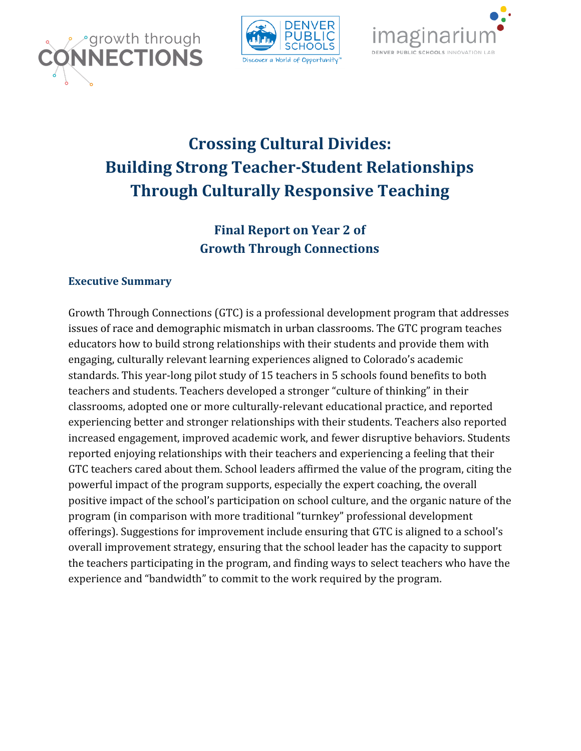# Crossing Cultural Divides:
# Building Strong Teacher-Student Relationships Through Culturally Responsive Teaching

## Final Report on Year 2 of Growth Through Connections

### Executive Summary

Growth Through Connections (GTC) is a professional development program that addresses issues of race and demographic mismatch in urban classrooms. The GTC program teaches educators how to build strong relationships with their students and provide them with engaging, culturally relevant learning experiences aligned to Colorado's academic standards. This year-long pilot study of 15 teachers in 5 schools found benefits to both teachers and students. Teachers developed a stronger "culture of thinking" in their classrooms, adopted one or more culturally-relevant educational practice, and reported experiencing better and stronger relationships with their students. Teachers also reported increased engagement, improved academic work, and fewer disruptive behaviors. Students reported enjoying relationships with their teachers and experiencing a feeling that their GTC teachers cared about them. School leaders affirmed the value of the program, citing the powerful impact of the program supports, especially the expert coaching, the overall positive impact of the school's participation on school culture, and the organic nature of the program (in comparison with more traditional "turnkey" professional development offerings). Suggestions for improvement include ensuring that GTC is aligned to a school's overall improvement strategy, ensuring that the school leader has the capacity to support the teachers participating in the program, and finding ways to select teachers who have the experience and "bandwidth" to commit to the work required by the program.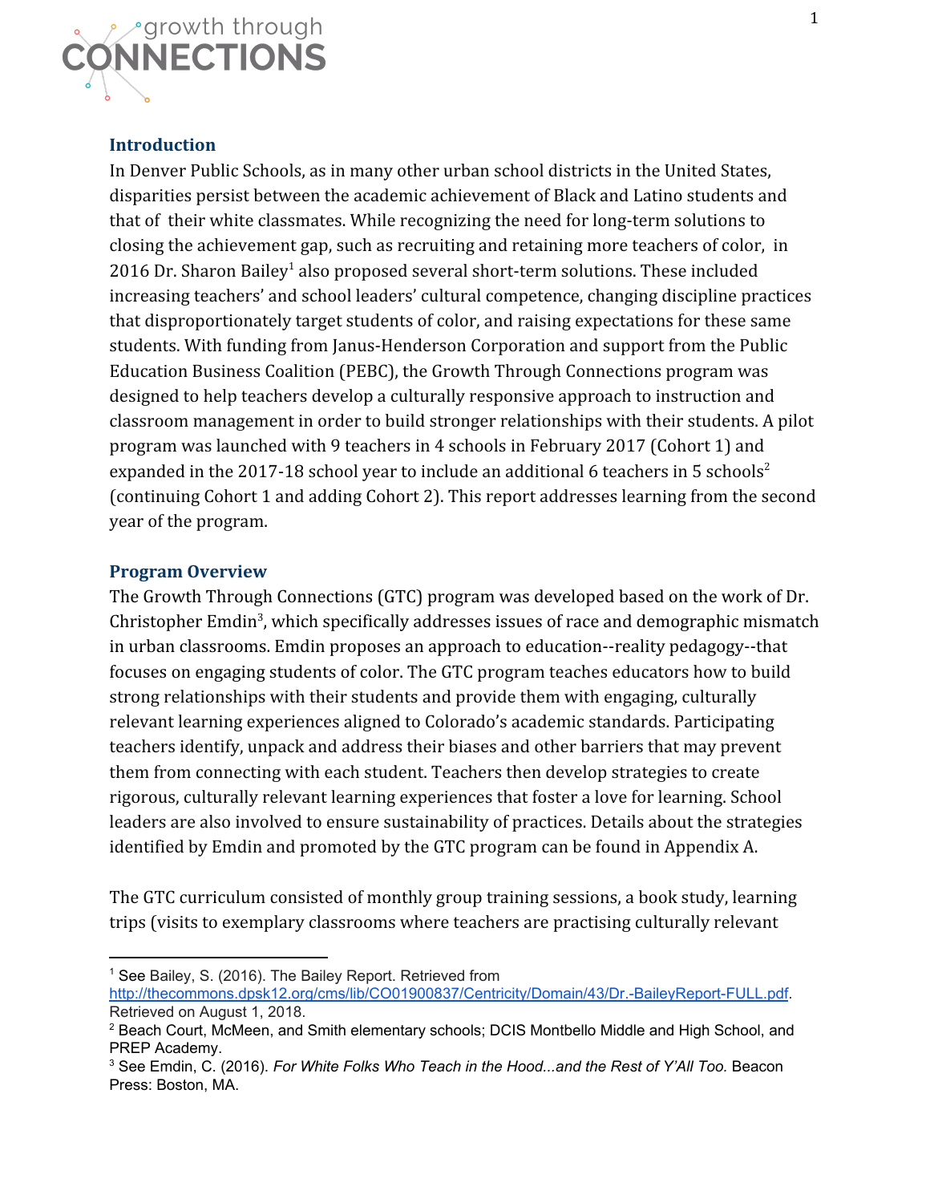## Introduction

In Denver Public Schools, as in many other urban school districts in the United States, disparities persist between the academic achievement of Black and Latino students and that of their white classmates. While recognizing the need for long-term solutions to closing the achievement gap, such as recruiting and retaining more teachers of color, in 2016 Dr. Sharon Bailey[1] also proposed several short-term solutions. These included increasing teachers' and school leaders' cultural competence, changing discipline practices that disproportionately target students of color, and raising expectations for these same students. With funding from Janus-Henderson Corporation and support from the Public Education Business Coalition (PEBC), the Growth Through Connections program was designed to help teachers develop a culturally responsive approach to instruction and classroom management in order to build stronger relationships with their students. A pilot program was launched with 9 teachers in 4 schools in February 2017 (Cohort 1) and expanded in the 2017-18 school year to include an additional 6 teachers in 5 schools[2] (continuing Cohort 1 and adding Cohort 2). This report addresses learning from the second year of the program.

## Program Overview

The Growth Through Connections (GTC) program was developed based on the work of Dr. Christopher Emdin[3], which specifically addresses issues of race and demographic mismatch in urban classrooms. Emdin proposes an approach to education--reality pedagogy--that focuses on engaging students of color. The GTC program teaches educators how to build strong relationships with their students and provide them with engaging, culturally relevant learning experiences aligned to Colorado's academic standards. Participating teachers identify, unpack and address their biases and other barriers that may prevent them from connecting with each student. Teachers then develop strategies to create rigorous, culturally relevant learning experiences that foster a love for learning. School leaders are also involved to ensure sustainability of practices. Details about the strategies identified by Emdin and promoted by the GTC program can be found in Appendix A.

The GTC curriculum consisted of monthly group training sessions, a book study, learning trips (visits to exemplary classrooms where teachers are practising culturally relevant

---

[1] See Bailey, S. (2016). The Bailey Report. Retrieved from http://thecommons.dpsk12.org/cms/lib/CO01900837/Centricity/Domain/43/Dr.-BaileyReport-FULL.pdf. Retrieved on August 1, 2018.

[2] Beach Court, McMeen, and Smith elementary schools; DCIS Montbello Middle and High School, and PREP Academy.

[3] See Emdin, C. (2016). *For White Folks Who Teach in the Hood...and the Rest of Y'All Too.* Beacon Press: Boston, MA.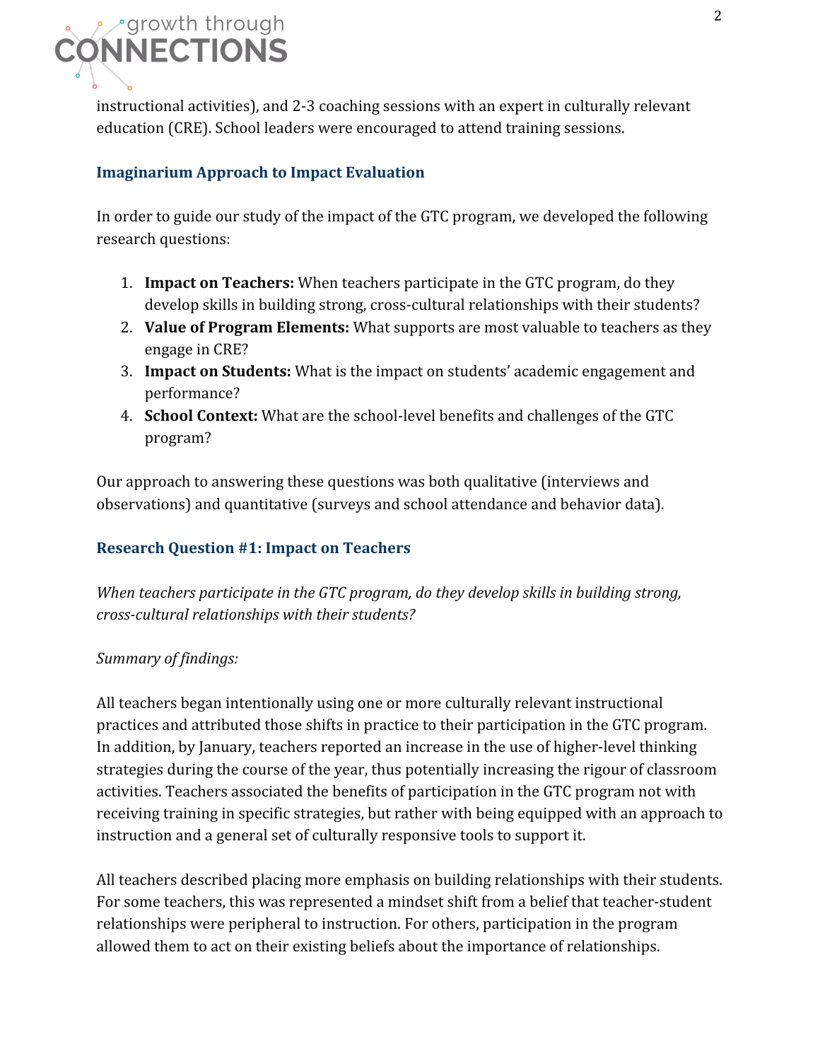instructional activities), and 2-3 coaching sessions with an expert in culturally relevant education (CRE). School leaders were encouraged to attend training sessions.

## Imaginarium Approach to Impact Evaluation

In order to guide our study of the impact of the GTC program, we developed the following research questions:

1. **Impact on Teachers:** When teachers participate in the GTC program, do they develop skills in building strong, cross-cultural relationships with their students?
2. **Value of Program Elements:** What supports are most valuable to teachers as they engage in CRE?
3. **Impact on Students:** What is the impact on students' academic engagement and performance?
4. **School Context:** What are the school-level benefits and challenges of the GTC program?

Our approach to answering these questions was both qualitative (interviews and observations) and quantitative (surveys and school attendance and behavior data).

## Research Question #1: Impact on Teachers

*When teachers participate in the GTC program, do they develop skills in building strong, cross-cultural relationships with their students?*

*Summary of findings:*

All teachers began intentionally using one or more culturally relevant instructional practices and attributed those shifts in practice to their participation in the GTC program. In addition, by January, teachers reported an increase in the use of higher-level thinking strategies during the course of the year, thus potentially increasing the rigour of classroom activities. Teachers associated the benefits of participation in the GTC program not with receiving training in specific strategies, but rather with being equipped with an approach to instruction and a general set of culturally responsive tools to support it.

All teachers described placing more emphasis on building relationships with their students. For some teachers, this was represented a mindset shift from a belief that teacher-student relationships were peripheral to instruction. For others, participation in the program allowed them to act on their existing beliefs about the importance of relationships.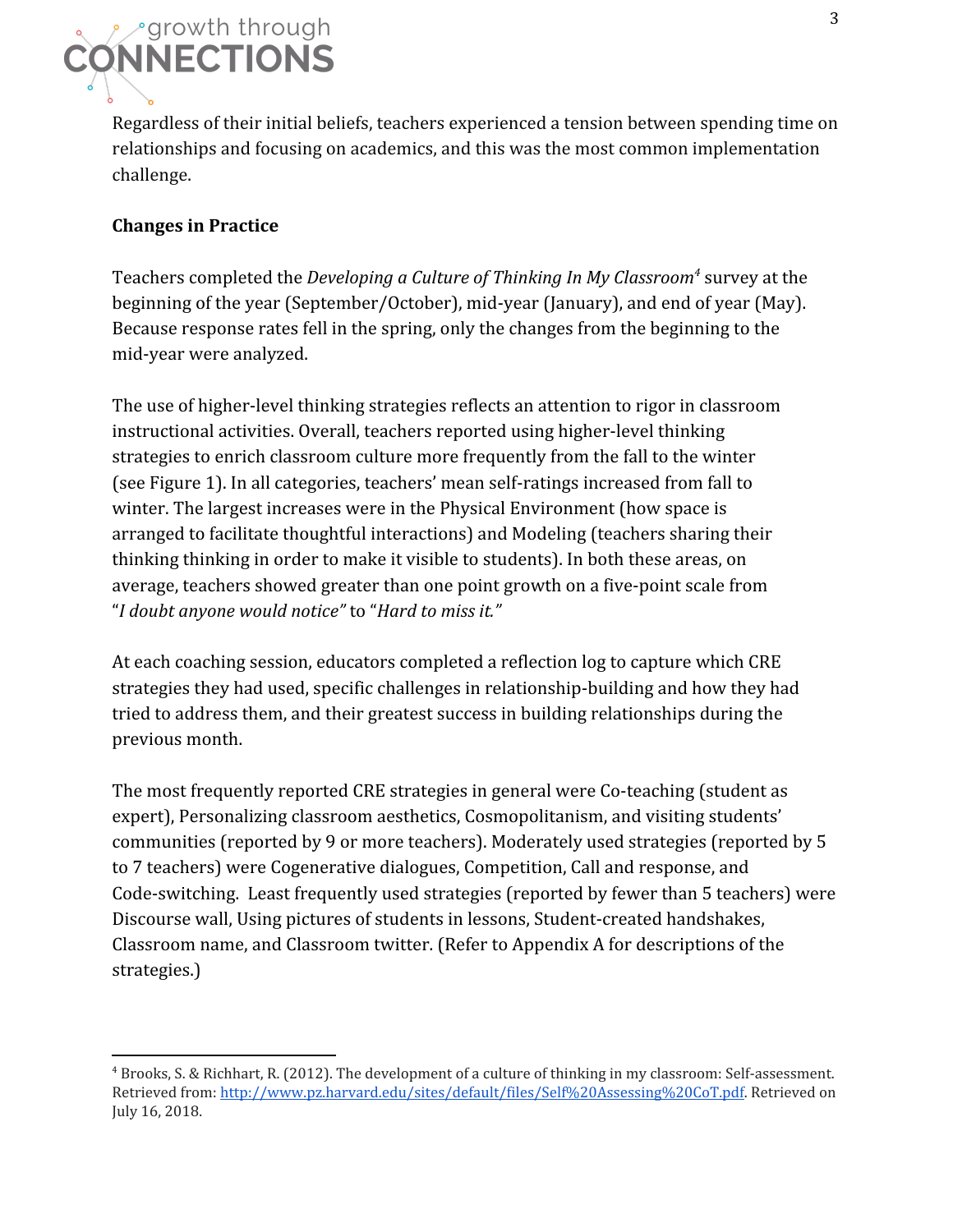Regardless of their initial beliefs, teachers experienced a tension between spending time on relationships and focusing on academics, and this was the most common implementation challenge.

**Changes in Practice**

Teachers completed the *Developing a Culture of Thinking In My Classroom*[4] survey at the beginning of the year (September/October), mid-year (January), and end of year (May). Because response rates fell in the spring, only the changes from the beginning to the mid-year were analyzed.

The use of higher-level thinking strategies reflects an attention to rigor in classroom instructional activities. Overall, teachers reported using higher-level thinking strategies to enrich classroom culture more frequently from the fall to the winter (see Figure 1). In all categories, teachers' mean self-ratings increased from fall to winter. The largest increases were in the Physical Environment (how space is arranged to facilitate thoughtful interactions) and Modeling (teachers sharing their thinking thinking in order to make it visible to students). In both these areas, on average, teachers showed greater than one point growth on a five-point scale from "*I doubt anyone would notice"* to "*Hard to miss it."*

At each coaching session, educators completed a reflection log to capture which CRE strategies they had used, specific challenges in relationship-building and how they had tried to address them, and their greatest success in building relationships during the previous month.

The most frequently reported CRE strategies in general were Co-teaching (student as expert), Personalizing classroom aesthetics, Cosmopolitanism, and visiting students' communities (reported by 9 or more teachers). Moderately used strategies (reported by 5 to 7 teachers) were Cogenerative dialogues, Competition, Call and response, and Code-switching. Least frequently used strategies (reported by fewer than 5 teachers) were Discourse wall, Using pictures of students in lessons, Student-created handshakes, Classroom name, and Classroom twitter. (Refer to Appendix A for descriptions of the strategies.)

---

[4] Brooks, S. & Richhart, R. (2012). The development of a culture of thinking in my classroom: Self-assessment. Retrieved from: http://www.pz.harvard.edu/sites/default/files/Self%20Assessing%20CoT.pdf. Retrieved on July 16, 2018.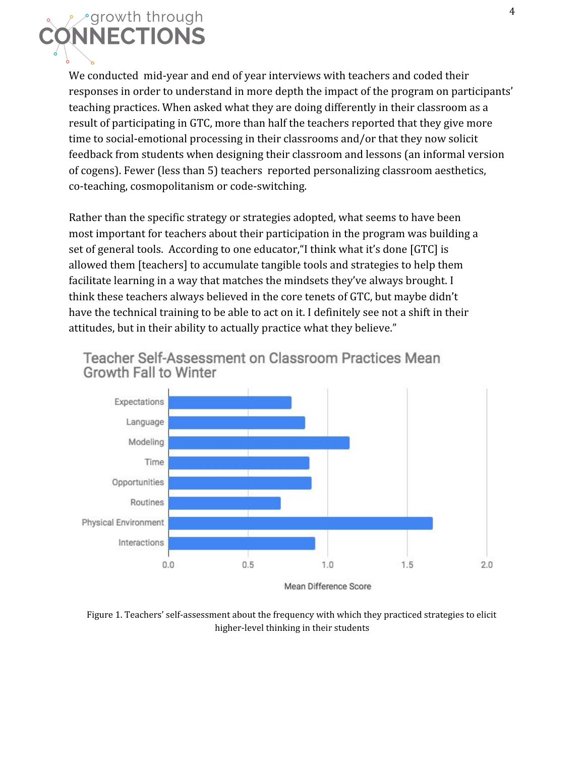We conducted mid-year and end of year interviews with teachers and coded their responses in order to understand in more depth the impact of the program on participants' teaching practices. When asked what they are doing differently in their classroom as a result of participating in GTC, more than half the teachers reported that they give more time to social-emotional processing in their classrooms and/or that they now solicit feedback from students when designing their classroom and lessons (an informal version of cogens). Fewer (less than 5) teachers reported personalizing classroom aesthetics, co-teaching, cosmopolitanism or code-switching.

Rather than the specific strategy or strategies adopted, what seems to have been most important for teachers about their participation in the program was building a set of general tools. According to one educator, "I think what it's done [GTC] is allowed them [teachers] to accumulate tangible tools and strategies to help them facilitate learning in a way that matches the mindsets they've always brought. I think these teachers always believed in the core tenets of GTC, but maybe didn't have the technical training to be able to act on it. I definitely see not a shift in their attitudes, but in their ability to actually practice what they believe."

Teacher Self-Assessment on Classroom Practices Mean Growth Fall to Winter

| Practice | Mean Difference Score (approx.) |
| --- | --- |
| Expectations | 0.77 |
| Language | 0.86 |
| Modeling | 1.14 |
| Time | 0.89 |
| Opportunities | 0.90 |
| Routines | 0.71 |
| Physical Environment | 1.66 |
| Interactions | 0.92 |

Figure 1. Teachers' self-assessment about the frequency with which they practiced strategies to elicit higher-level thinking in their students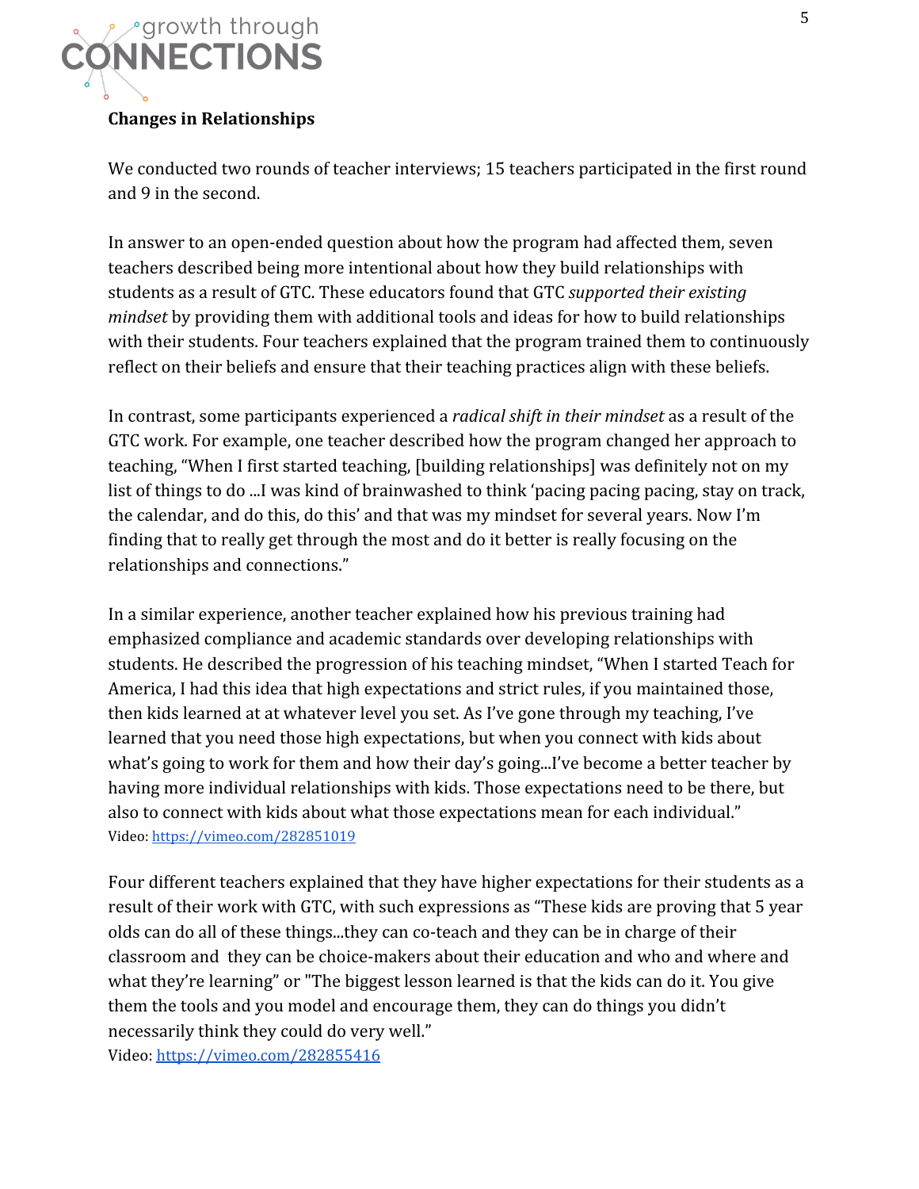## Changes in Relationships

We conducted two rounds of teacher interviews; 15 teachers participated in the first round and 9 in the second.

In answer to an open-ended question about how the program had affected them, seven teachers described being more intentional about how they build relationships with students as a result of GTC. These educators found that GTC *supported their existing mindset* by providing them with additional tools and ideas for how to build relationships with their students. Four teachers explained that the program trained them to continuously reflect on their beliefs and ensure that their teaching practices align with these beliefs.

In contrast, some participants experienced a *radical shift in their mindset* as a result of the GTC work. For example, one teacher described how the program changed her approach to teaching, "When I first started teaching, [building relationships] was definitely not on my list of things to do ...I was kind of brainwashed to think 'pacing pacing pacing, stay on track, the calendar, and do this, do this' and that was my mindset for several years. Now I'm finding that to really get through the most and do it better is really focusing on the relationships and connections."

In a similar experience, another teacher explained how his previous training had emphasized compliance and academic standards over developing relationships with students. He described the progression of his teaching mindset, "When I started Teach for America, I had this idea that high expectations and strict rules, if you maintained those, then kids learned at at whatever level you set. As I've gone through my teaching, I've learned that you need those high expectations, but when you connect with kids about what's going to work for them and how their day's going...I've become a better teacher by having more individual relationships with kids. Those expectations need to be there, but also to connect with kids about what those expectations mean for each individual."
Video: https://vimeo.com/282851019

Four different teachers explained that they have higher expectations for their students as a result of their work with GTC, with such expressions as "These kids are proving that 5 year olds can do all of these things...they can co-teach and they can be in charge of their classroom and they can be choice-makers about their education and who and where and what they're learning" or "The biggest lesson learned is that the kids can do it. You give them the tools and you model and encourage them, they can do things you didn't necessarily think they could do very well."
Video: https://vimeo.com/282855416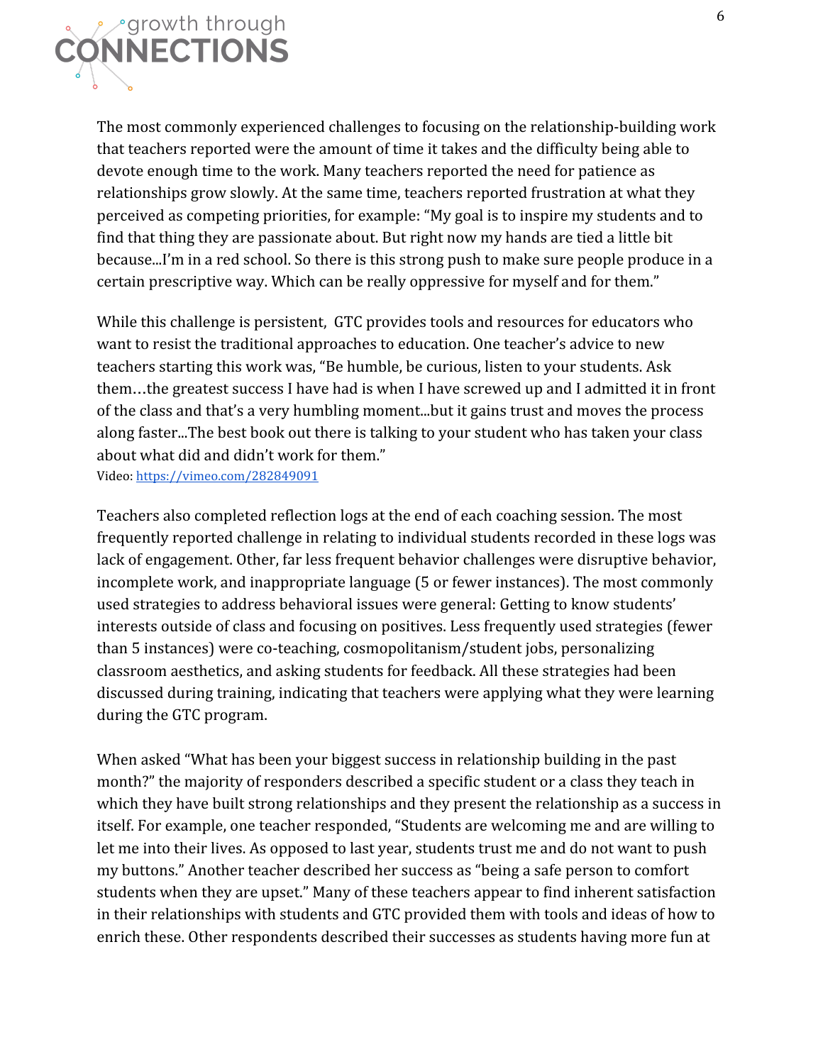The most commonly experienced challenges to focusing on the relationship-building work that teachers reported were the amount of time it takes and the difficulty being able to devote enough time to the work. Many teachers reported the need for patience as relationships grow slowly. At the same time, teachers reported frustration at what they perceived as competing priorities, for example: "My goal is to inspire my students and to find that thing they are passionate about. But right now my hands are tied a little bit because...I'm in a red school. So there is this strong push to make sure people produce in a certain prescriptive way. Which can be really oppressive for myself and for them."

While this challenge is persistent, GTC provides tools and resources for educators who want to resist the traditional approaches to education. One teacher's advice to new teachers starting this work was, "Be humble, be curious, listen to your students. Ask them…the greatest success I have had is when I have screwed up and I admitted it in front of the class and that's a very humbling moment...but it gains trust and moves the process along faster...The best book out there is talking to your student who has taken your class about what did and didn't work for them."

Video: [https://vimeo.com/282849091](https://vimeo.com/282849091)

Teachers also completed reflection logs at the end of each coaching session. The most frequently reported challenge in relating to individual students recorded in these logs was lack of engagement. Other, far less frequent behavior challenges were disruptive behavior, incomplete work, and inappropriate language (5 or fewer instances). The most commonly used strategies to address behavioral issues were general: Getting to know students' interests outside of class and focusing on positives. Less frequently used strategies (fewer than 5 instances) were co-teaching, cosmopolitanism/student jobs, personalizing classroom aesthetics, and asking students for feedback. All these strategies had been discussed during training, indicating that teachers were applying what they were learning during the GTC program.

When asked "What has been your biggest success in relationship building in the past month?" the majority of responders described a specific student or a class they teach in which they have built strong relationships and they present the relationship as a success in itself. For example, one teacher responded, "Students are welcoming me and are willing to let me into their lives. As opposed to last year, students trust me and do not want to push my buttons." Another teacher described her success as "being a safe person to comfort students when they are upset." Many of these teachers appear to find inherent satisfaction in their relationships with students and GTC provided them with tools and ideas of how to enrich these. Other respondents described their successes as students having more fun at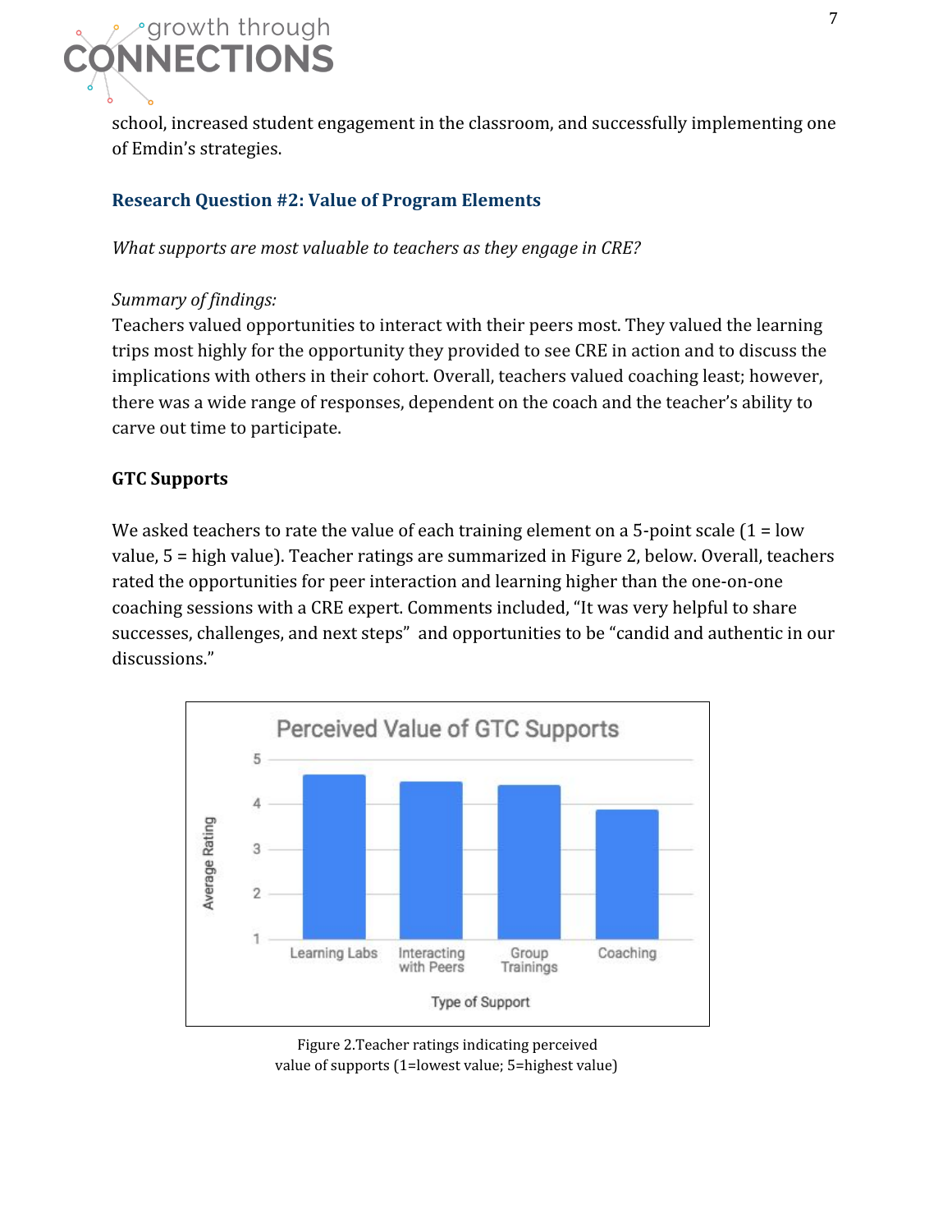school, increased student engagement in the classroom, and successfully implementing one of Emdin's strategies.

### Research Question #2: Value of Program Elements

*What supports are most valuable to teachers as they engage in CRE?*

*Summary of findings:*
Teachers valued opportunities to interact with their peers most. They valued the learning trips most highly for the opportunity they provided to see CRE in action and to discuss the implications with others in their cohort. Overall, teachers valued coaching least; however, there was a wide range of responses, dependent on the coach and the teacher's ability to carve out time to participate.

**GTC Supports**

We asked teachers to rate the value of each training element on a 5-point scale (1 = low value, 5 = high value). Teacher ratings are summarized in Figure 2, below. Overall, teachers rated the opportunities for peer interaction and learning higher than the one-on-one coaching sessions with a CRE expert. Comments included, "It was very helpful to share successes, challenges, and next steps" and opportunities to be "candid and authentic in our discussions."

Figure 2.Teacher ratings indicating perceived value of supports (1=lowest value; 5=highest value)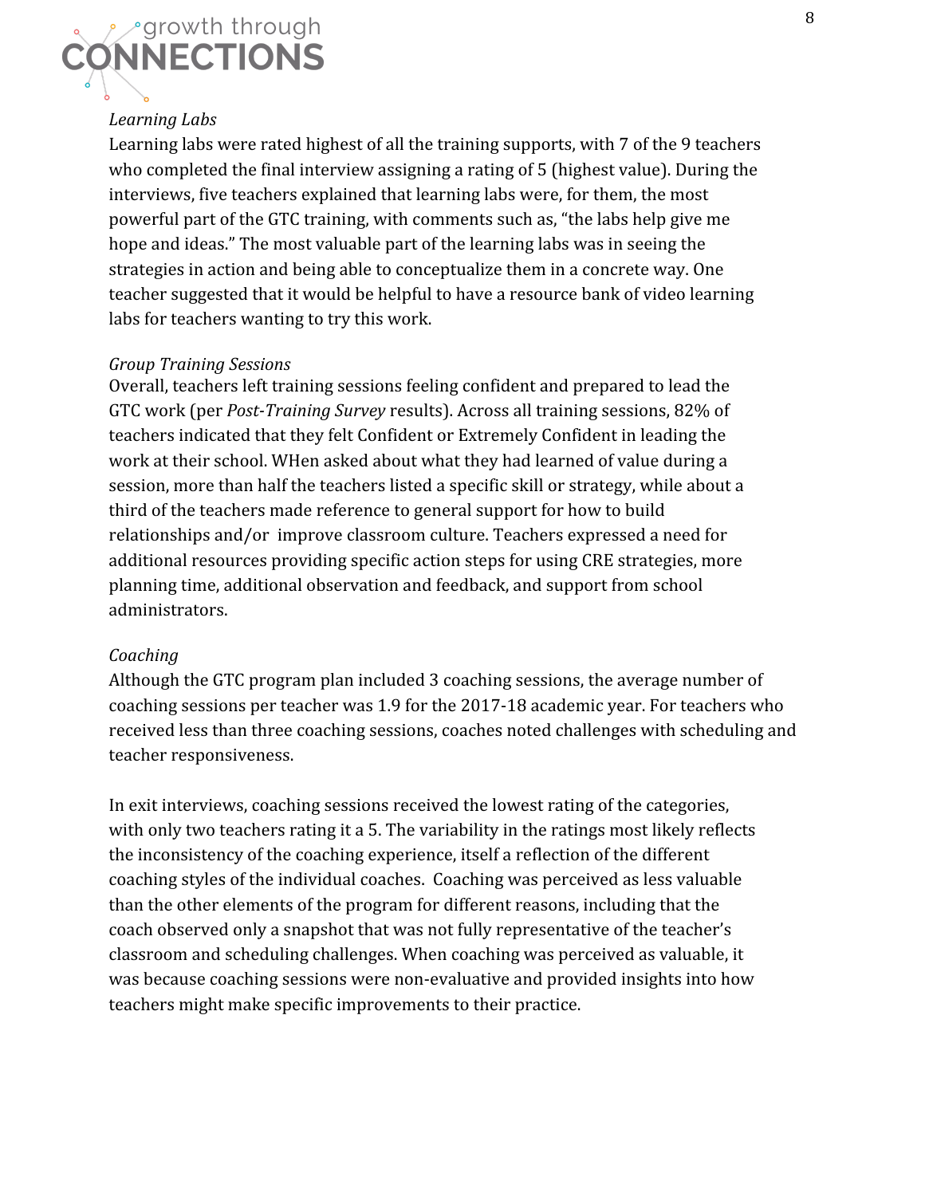### *Learning Labs*

Learning labs were rated highest of all the training supports, with 7 of the 9 teachers who completed the final interview assigning a rating of 5 (highest value). During the interviews, five teachers explained that learning labs were, for them, the most powerful part of the GTC training, with comments such as, "the labs help give me hope and ideas." The most valuable part of the learning labs was in seeing the strategies in action and being able to conceptualize them in a concrete way. One teacher suggested that it would be helpful to have a resource bank of video learning labs for teachers wanting to try this work.

### *Group Training Sessions*

Overall, teachers left training sessions feeling confident and prepared to lead the GTC work (per *Post-Training Survey* results). Across all training sessions, 82% of teachers indicated that they felt Confident or Extremely Confident in leading the work at their school. WHen asked about what they had learned of value during a session, more than half the teachers listed a specific skill or strategy, while about a third of the teachers made reference to general support for how to build relationships and/or improve classroom culture. Teachers expressed a need for additional resources providing specific action steps for using CRE strategies, more planning time, additional observation and feedback, and support from school administrators.

### *Coaching*

Although the GTC program plan included 3 coaching sessions, the average number of coaching sessions per teacher was 1.9 for the 2017-18 academic year. For teachers who received less than three coaching sessions, coaches noted challenges with scheduling and teacher responsiveness.

In exit interviews, coaching sessions received the lowest rating of the categories, with only two teachers rating it a 5. The variability in the ratings most likely reflects the inconsistency of the coaching experience, itself a reflection of the different coaching styles of the individual coaches. Coaching was perceived as less valuable than the other elements of the program for different reasons, including that the coach observed only a snapshot that was not fully representative of the teacher's classroom and scheduling challenges. When coaching was perceived as valuable, it was because coaching sessions were non-evaluative and provided insights into how teachers might make specific improvements to their practice.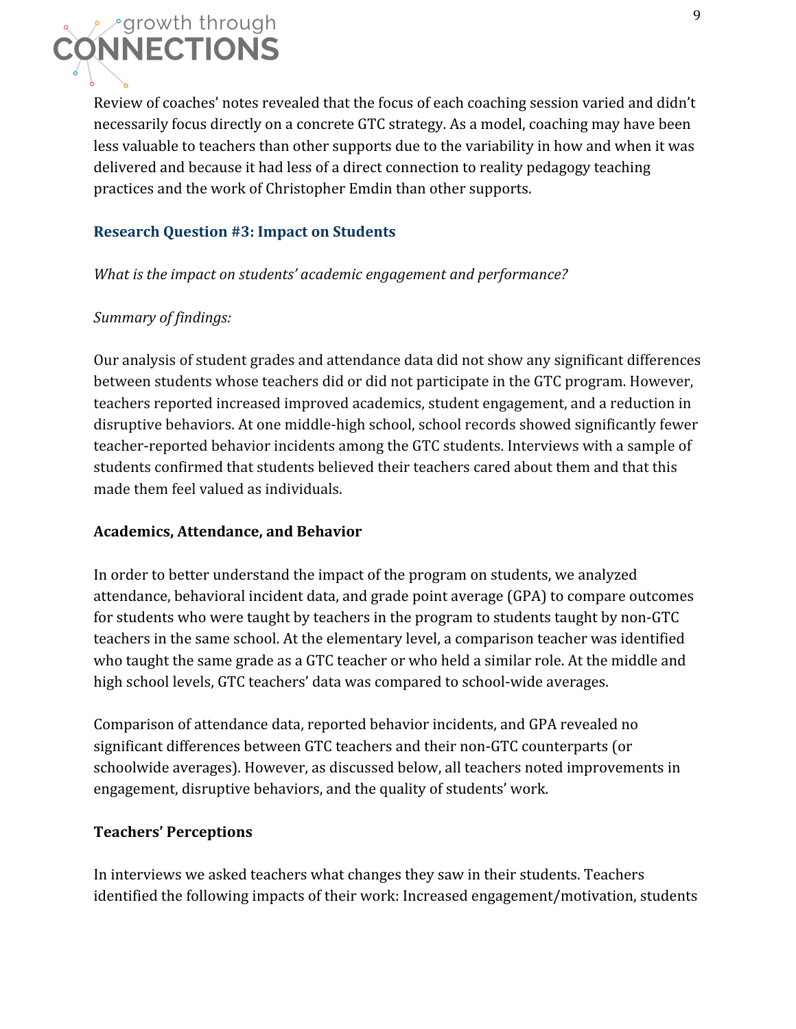Review of coaches' notes revealed that the focus of each coaching session varied and didn't necessarily focus directly on a concrete GTC strategy. As a model, coaching may have been less valuable to teachers than other supports due to the variability in how and when it was delivered and because it had less of a direct connection to reality pedagogy teaching practices and the work of Christopher Emdin than other supports.

### Research Question #3: Impact on Students

*What is the impact on students' academic engagement and performance?*

*Summary of findings:*

Our analysis of student grades and attendance data did not show any significant differences between students whose teachers did or did not participate in the GTC program. However, teachers reported increased improved academics, student engagement, and a reduction in disruptive behaviors. At one middle-high school, school records showed significantly fewer teacher-reported behavior incidents among the GTC students. Interviews with a sample of students confirmed that students believed their teachers cared about them and that this made them feel valued as individuals.

#### Academics, Attendance, and Behavior

In order to better understand the impact of the program on students, we analyzed attendance, behavioral incident data, and grade point average (GPA) to compare outcomes for students who were taught by teachers in the program to students taught by non-GTC teachers in the same school. At the elementary level, a comparison teacher was identified who taught the same grade as a GTC teacher or who held a similar role. At the middle and high school levels, GTC teachers' data was compared to school-wide averages.

Comparison of attendance data, reported behavior incidents, and GPA revealed no significant differences between GTC teachers and their non-GTC counterparts (or schoolwide averages). However, as discussed below, all teachers noted improvements in engagement, disruptive behaviors, and the quality of students' work.

#### Teachers' Perceptions

In interviews we asked teachers what changes they saw in their students. Teachers identified the following impacts of their work: Increased engagement/motivation, students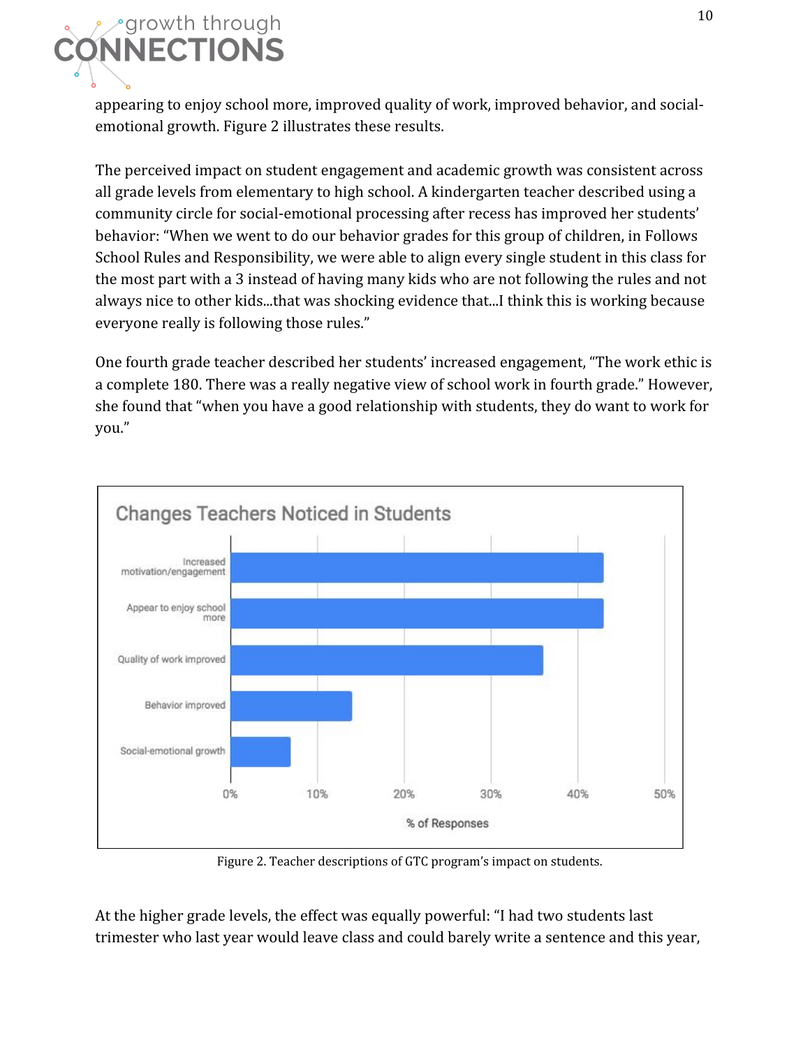appearing to enjoy school more, improved quality of work, improved behavior, and social-emotional growth. Figure 2 illustrates these results.

The perceived impact on student engagement and academic growth was consistent across all grade levels from elementary to high school. A kindergarten teacher described using a community circle for social-emotional processing after recess has improved her students' behavior: "When we went to do our behavior grades for this group of children, in Follows School Rules and Responsibility, we were able to align every single student in this class for the most part with a 3 instead of having many kids who are not following the rules and not always nice to other kids...that was shocking evidence that...I think this is working because everyone really is following those rules."

One fourth grade teacher described her students' increased engagement, "The work ethic is a complete 180. There was a really negative view of school work in fourth grade." However, she found that "when you have a good relationship with students, they do want to work for you."

Figure 2. Teacher descriptions of GTC program's impact on students.

At the higher grade levels, the effect was equally powerful: "I had two students last trimester who last year would leave class and could barely write a sentence and this year,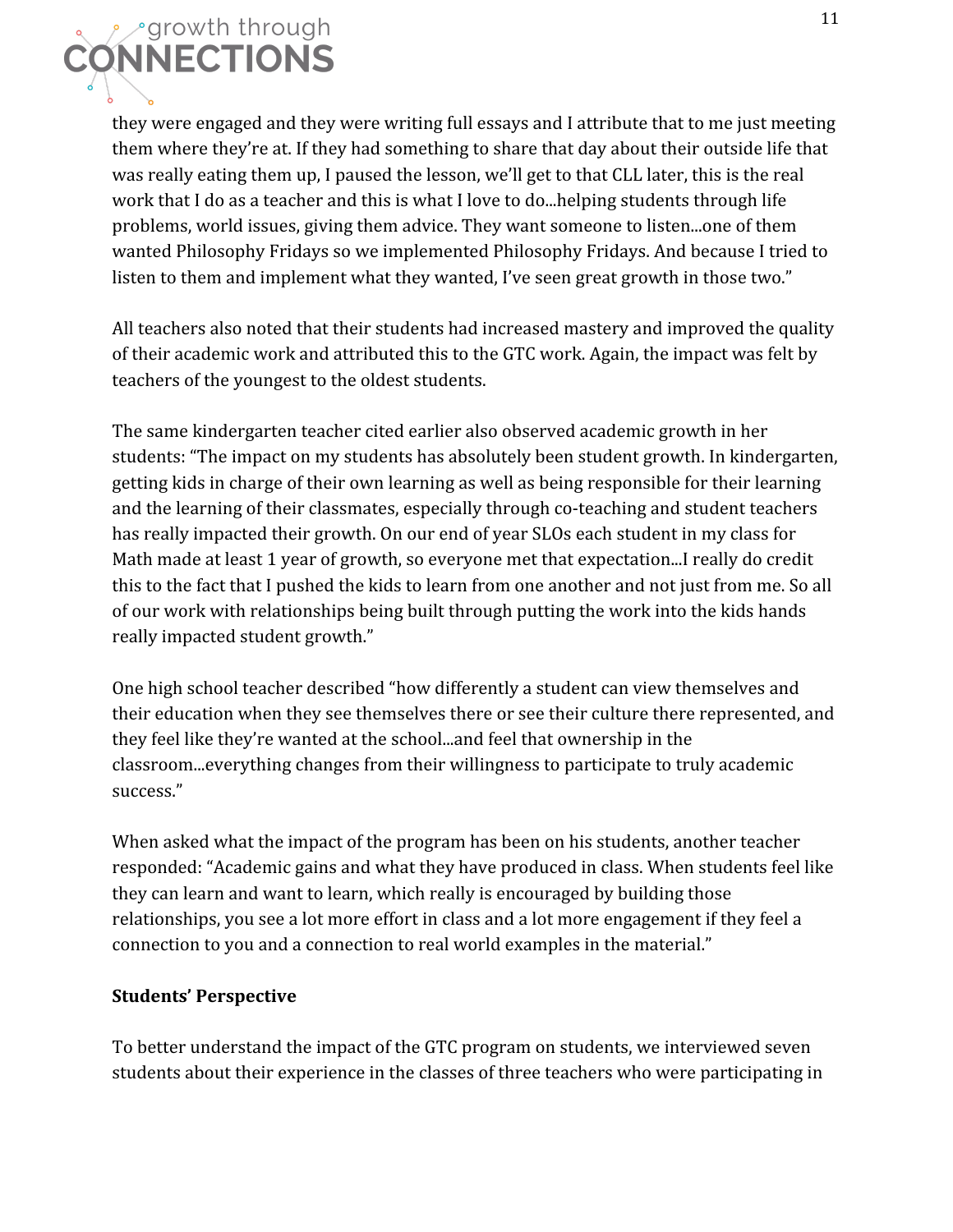they were engaged and they were writing full essays and I attribute that to me just meeting them where they're at. If they had something to share that day about their outside life that was really eating them up, I paused the lesson, we'll get to that CLL later, this is the real work that I do as a teacher and this is what I love to do...helping students through life problems, world issues, giving them advice. They want someone to listen...one of them wanted Philosophy Fridays so we implemented Philosophy Fridays. And because I tried to listen to them and implement what they wanted, I've seen great growth in those two."

All teachers also noted that their students had increased mastery and improved the quality of their academic work and attributed this to the GTC work. Again, the impact was felt by teachers of the youngest to the oldest students.

The same kindergarten teacher cited earlier also observed academic growth in her students: "The impact on my students has absolutely been student growth. In kindergarten, getting kids in charge of their own learning as well as being responsible for their learning and the learning of their classmates, especially through co-teaching and student teachers has really impacted their growth. On our end of year SLOs each student in my class for Math made at least 1 year of growth, so everyone met that expectation...I really do credit this to the fact that I pushed the kids to learn from one another and not just from me. So all of our work with relationships being built through putting the work into the kids hands really impacted student growth."

One high school teacher described "how differently a student can view themselves and their education when they see themselves there or see their culture there represented, and they feel like they're wanted at the school...and feel that ownership in the classroom...everything changes from their willingness to participate to truly academic success."

When asked what the impact of the program has been on his students, another teacher responded: "Academic gains and what they have produced in class. When students feel like they can learn and want to learn, which really is encouraged by building those relationships, you see a lot more effort in class and a lot more engagement if they feel a connection to you and a connection to real world examples in the material."

**Students' Perspective**

To better understand the impact of the GTC program on students, we interviewed seven students about their experience in the classes of three teachers who were participating in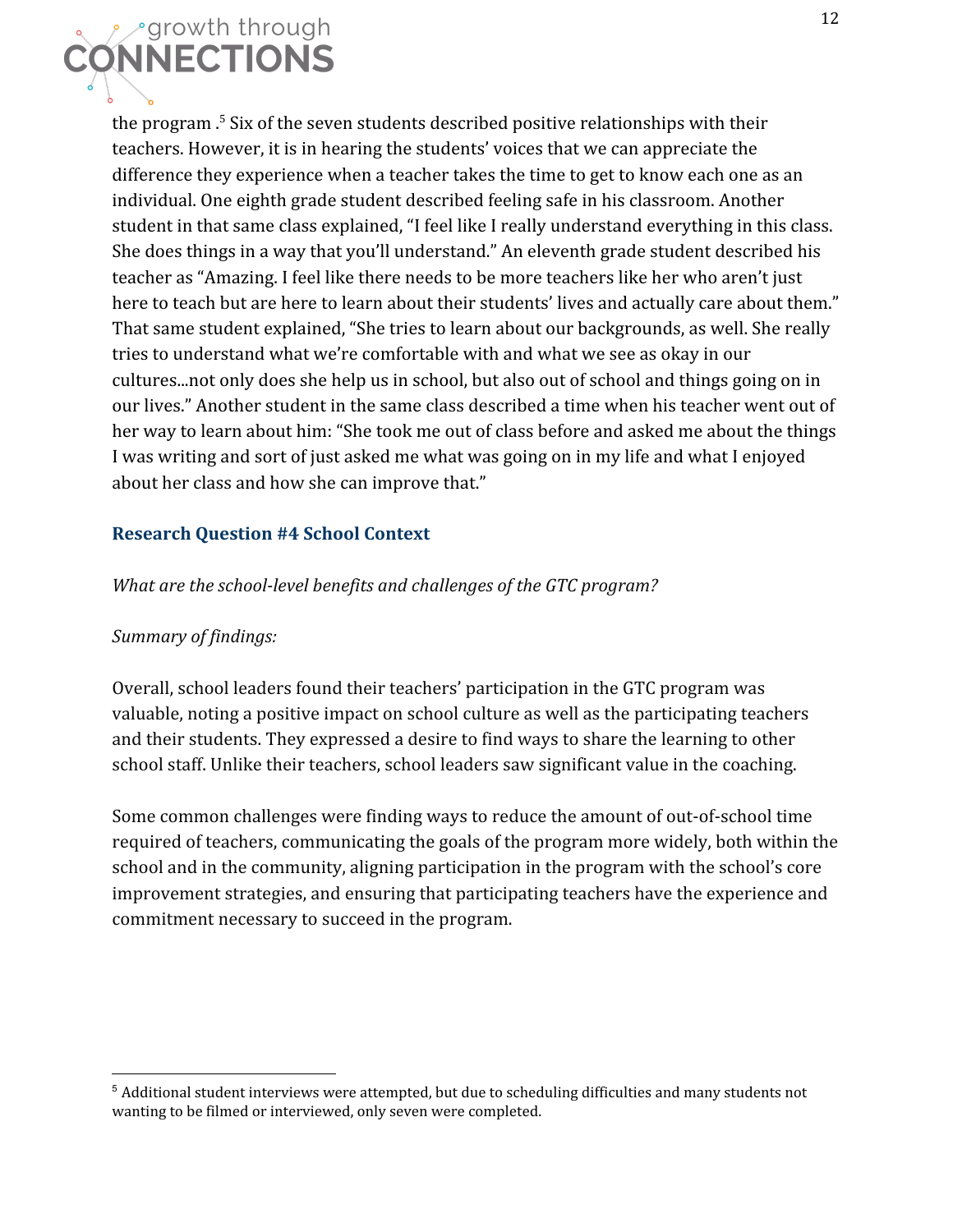the program .[5] Six of the seven students described positive relationships with their teachers. However, it is in hearing the students' voices that we can appreciate the difference they experience when a teacher takes the time to get to know each one as an individual. One eighth grade student described feeling safe in his classroom. Another student in that same class explained, "I feel like I really understand everything in this class. She does things in a way that you'll understand." An eleventh grade student described his teacher as "Amazing. I feel like there needs to be more teachers like her who aren't just here to teach but are here to learn about their students' lives and actually care about them." That same student explained, "She tries to learn about our backgrounds, as well. She really tries to understand what we're comfortable with and what we see as okay in our cultures...not only does she help us in school, but also out of school and things going on in our lives." Another student in the same class described a time when his teacher went out of her way to learn about him: "She took me out of class before and asked me about the things I was writing and sort of just asked me what was going on in my life and what I enjoyed about her class and how she can improve that."

### Research Question #4 School Context

*What are the school-level benefits and challenges of the GTC program?*

*Summary of findings:*

Overall, school leaders found their teachers' participation in the GTC program was valuable, noting a positive impact on school culture as well as the participating teachers and their students. They expressed a desire to find ways to share the learning to other school staff. Unlike their teachers, school leaders saw significant value in the coaching.

Some common challenges were finding ways to reduce the amount of out-of-school time required of teachers, communicating the goals of the program more widely, both within the school and in the community, aligning participation in the program with the school's core improvement strategies, and ensuring that participating teachers have the experience and commitment necessary to succeed in the program.

---

[5] Additional student interviews were attempted, but due to scheduling difficulties and many students not wanting to be filmed or interviewed, only seven were completed.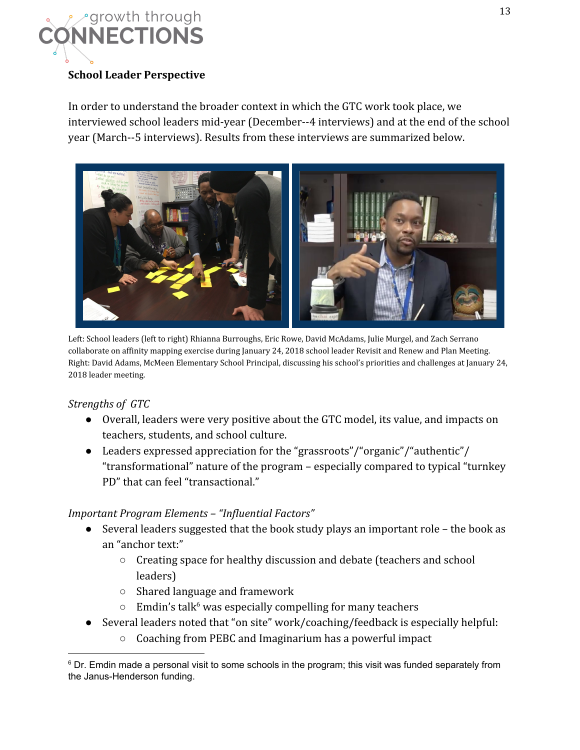**School Leader Perspective**

In order to understand the broader context in which the GTC work took place, we interviewed school leaders mid-year (December--4 interviews) and at the end of the school year (March--5 interviews). Results from these interviews are summarized below.

Left: School leaders (left to right) Rhianna Burroughs, Eric Rowe, David McAdams, Julie Murgel, and Zach Serrano collaborate on affinity mapping exercise during January 24, 2018 school leader Revisit and Renew and Plan Meeting. Right: David Adams, McMeen Elementary School Principal, discussing his school's priorities and challenges at January 24, 2018 leader meeting.

*Strengths of GTC*

- Overall, leaders were very positive about the GTC model, its value, and impacts on teachers, students, and school culture.
- Leaders expressed appreciation for the "grassroots"/"organic"/"authentic"/ "transformational" nature of the program – especially compared to typical "turnkey PD" that can feel "transactional."

*Important Program Elements – "Influential Factors"*

- Several leaders suggested that the book study plays an important role – the book as an "anchor text:"
  - Creating space for healthy discussion and debate (teachers and school leaders)
  - Shared language and framework
  - Emdin's talk[6] was especially compelling for many teachers
- Several leaders noted that "on site" work/coaching/feedback is especially helpful:
  - Coaching from PEBC and Imaginarium has a powerful impact

[6] Dr. Emdin made a personal visit to some schools in the program; this visit was funded separately from the Janus-Henderson funding.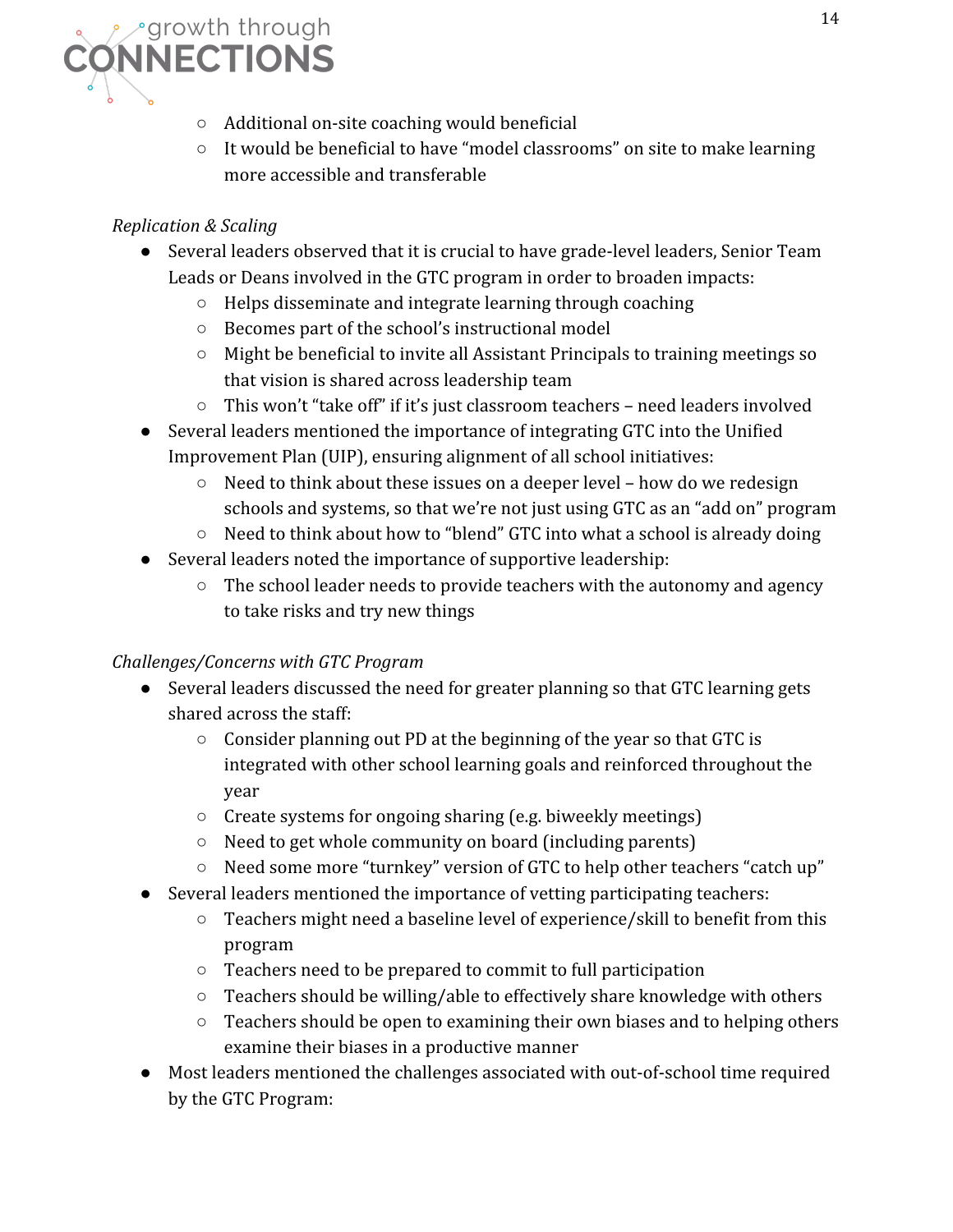- Additional on-site coaching would beneficial
  - It would be beneficial to have "model classrooms" on site to make learning more accessible and transferable

*Replication & Scaling*

- Several leaders observed that it is crucial to have grade-level leaders, Senior Team Leads or Deans involved in the GTC program in order to broaden impacts:
  - Helps disseminate and integrate learning through coaching
  - Becomes part of the school's instructional model
  - Might be beneficial to invite all Assistant Principals to training meetings so that vision is shared across leadership team
  - This won't "take off" if it's just classroom teachers – need leaders involved
- Several leaders mentioned the importance of integrating GTC into the Unified Improvement Plan (UIP), ensuring alignment of all school initiatives:
  - Need to think about these issues on a deeper level – how do we redesign schools and systems, so that we're not just using GTC as an "add on" program
  - Need to think about how to "blend" GTC into what a school is already doing
- Several leaders noted the importance of supportive leadership:
  - The school leader needs to provide teachers with the autonomy and agency to take risks and try new things

*Challenges/Concerns with GTC Program*

- Several leaders discussed the need for greater planning so that GTC learning gets shared across the staff:
  - Consider planning out PD at the beginning of the year so that GTC is integrated with other school learning goals and reinforced throughout the year
  - Create systems for ongoing sharing (e.g. biweekly meetings)
  - Need to get whole community on board (including parents)
  - Need some more "turnkey" version of GTC to help other teachers "catch up"
- Several leaders mentioned the importance of vetting participating teachers:
  - Teachers might need a baseline level of experience/skill to benefit from this program
  - Teachers need to be prepared to commit to full participation
  - Teachers should be willing/able to effectively share knowledge with others
  - Teachers should be open to examining their own biases and to helping others examine their biases in a productive manner
- Most leaders mentioned the challenges associated with out-of-school time required by the GTC Program: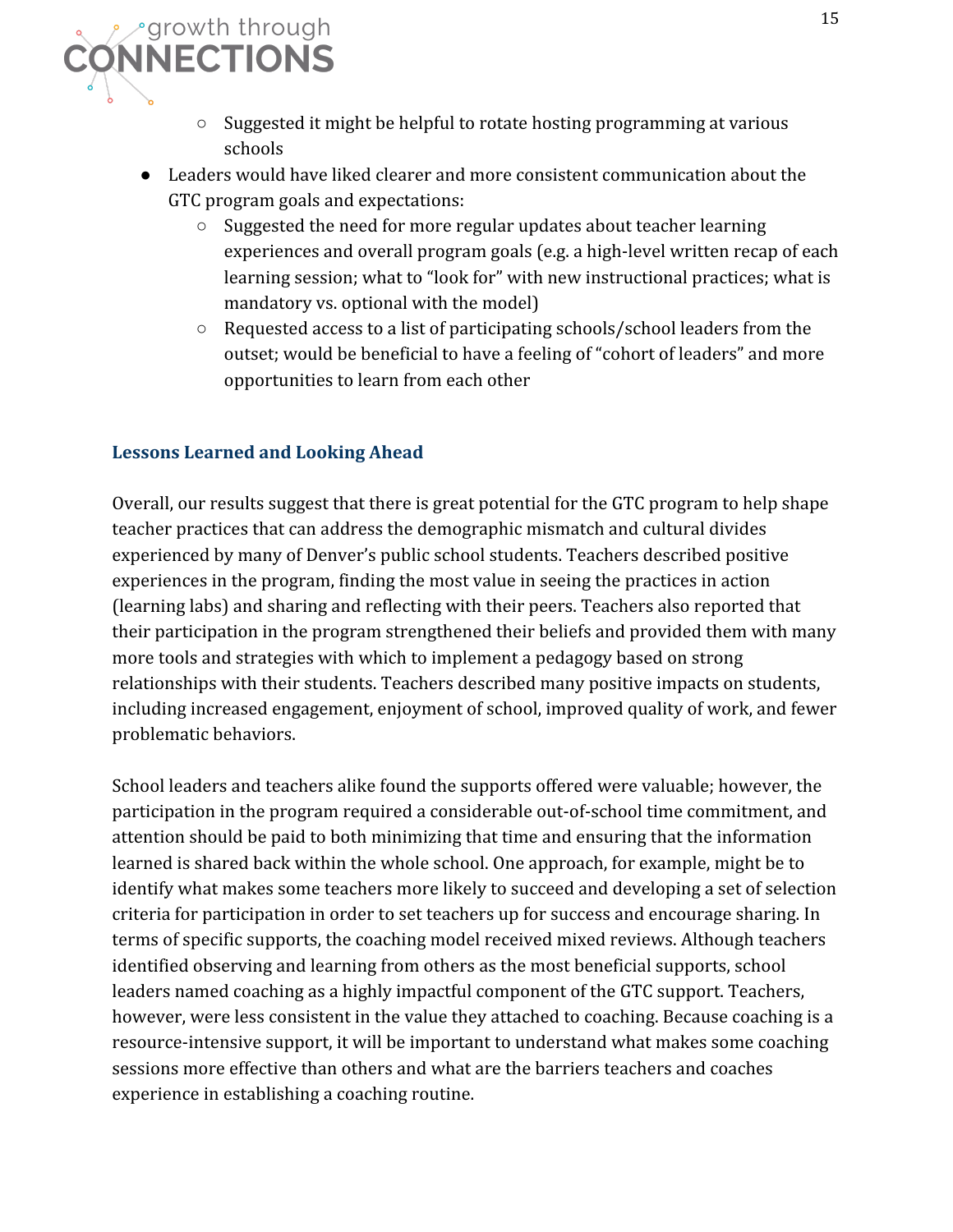- Suggested it might be helpful to rotate hosting programming at various schools
- Leaders would have liked clearer and more consistent communication about the GTC program goals and expectations:
    - Suggested the need for more regular updates about teacher learning experiences and overall program goals (e.g. a high-level written recap of each learning session; what to "look for" with new instructional practices; what is mandatory vs. optional with the model)
    - Requested access to a list of participating schools/school leaders from the outset; would be beneficial to have a feeling of "cohort of leaders" and more opportunities to learn from each other

### Lessons Learned and Looking Ahead

Overall, our results suggest that there is great potential for the GTC program to help shape teacher practices that can address the demographic mismatch and cultural divides experienced by many of Denver's public school students. Teachers described positive experiences in the program, finding the most value in seeing the practices in action (learning labs) and sharing and reflecting with their peers. Teachers also reported that their participation in the program strengthened their beliefs and provided them with many more tools and strategies with which to implement a pedagogy based on strong relationships with their students. Teachers described many positive impacts on students, including increased engagement, enjoyment of school, improved quality of work, and fewer problematic behaviors.

School leaders and teachers alike found the supports offered were valuable; however, the participation in the program required a considerable out-of-school time commitment, and attention should be paid to both minimizing that time and ensuring that the information learned is shared back within the whole school. One approach, for example, might be to identify what makes some teachers more likely to succeed and developing a set of selection criteria for participation in order to set teachers up for success and encourage sharing. In terms of specific supports, the coaching model received mixed reviews. Although teachers identified observing and learning from others as the most beneficial supports, school leaders named coaching as a highly impactful component of the GTC support. Teachers, however, were less consistent in the value they attached to coaching. Because coaching is a resource-intensive support, it will be important to understand what makes some coaching sessions more effective than others and what are the barriers teachers and coaches experience in establishing a coaching routine.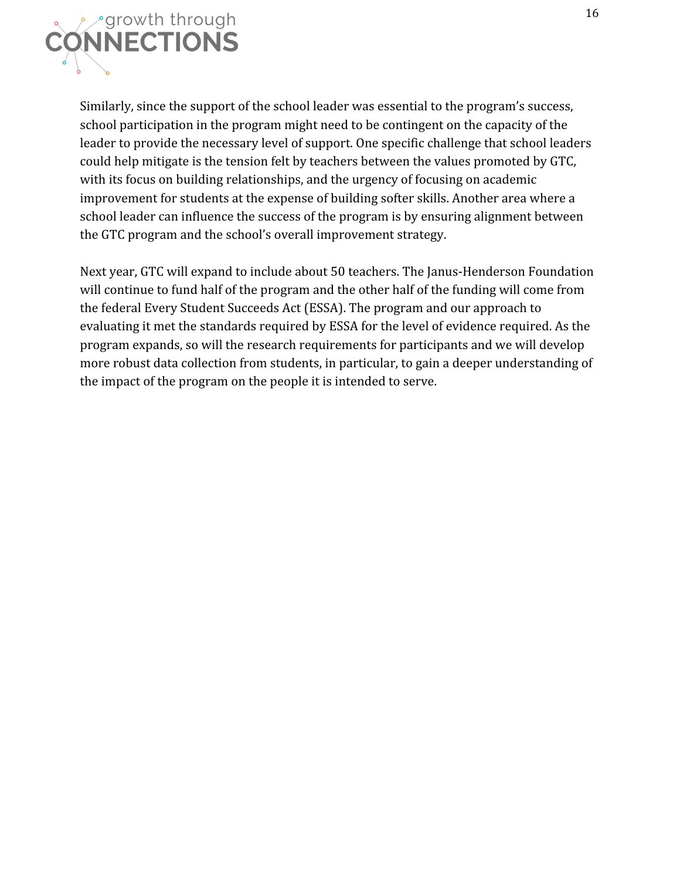Similarly, since the support of the school leader was essential to the program's success, school participation in the program might need to be contingent on the capacity of the leader to provide the necessary level of support. One specific challenge that school leaders could help mitigate is the tension felt by teachers between the values promoted by GTC, with its focus on building relationships, and the urgency of focusing on academic improvement for students at the expense of building softer skills. Another area where a school leader can influence the success of the program is by ensuring alignment between the GTC program and the school's overall improvement strategy.

Next year, GTC will expand to include about 50 teachers. The Janus-Henderson Foundation will continue to fund half of the program and the other half of the funding will come from the federal Every Student Succeeds Act (ESSA). The program and our approach to evaluating it met the standards required by ESSA for the level of evidence required. As the program expands, so will the research requirements for participants and we will develop more robust data collection from students, in particular, to gain a deeper understanding of the impact of the program on the people it is intended to serve.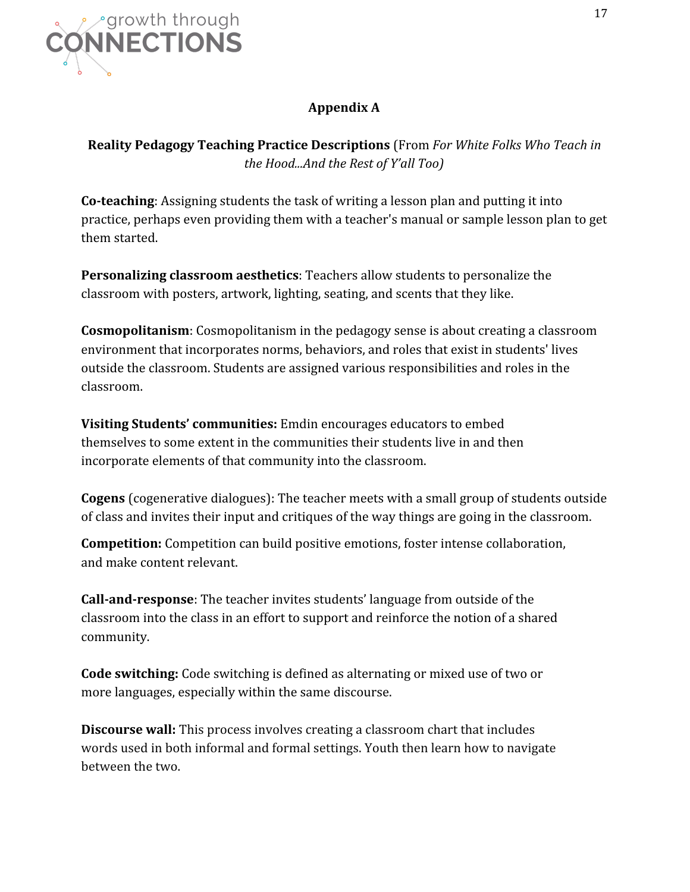## Appendix A

**Reality Pedagogy Teaching Practice Descriptions** (From *For White Folks Who Teach in the Hood...And the Rest of Y'all Too)*

**Co-teaching**: Assigning students the task of writing a lesson plan and putting it into practice, perhaps even providing them with a teacher's manual or sample lesson plan to get them started.

**Personalizing classroom aesthetics**: Teachers allow students to personalize the classroom with posters, artwork, lighting, seating, and scents that they like.

**Cosmopolitanism**: Cosmopolitanism in the pedagogy sense is about creating a classroom environment that incorporates norms, behaviors, and roles that exist in students' lives outside the classroom. Students are assigned various responsibilities and roles in the classroom.

**Visiting Students' communities:** Emdin encourages educators to embed themselves to some extent in the communities their students live in and then incorporate elements of that community into the classroom.

**Cogens** (cogenerative dialogues): The teacher meets with a small group of students outside of class and invites their input and critiques of the way things are going in the classroom.

**Competition:** Competition can build positive emotions, foster intense collaboration, and make content relevant.

**Call-and-response**: The teacher invites students' language from outside of the classroom into the class in an effort to support and reinforce the notion of a shared community.

**Code switching:** Code switching is defined as alternating or mixed use of two or more languages, especially within the same discourse.

**Discourse wall:** This process involves creating a classroom chart that includes words used in both informal and formal settings. Youth then learn how to navigate between the two.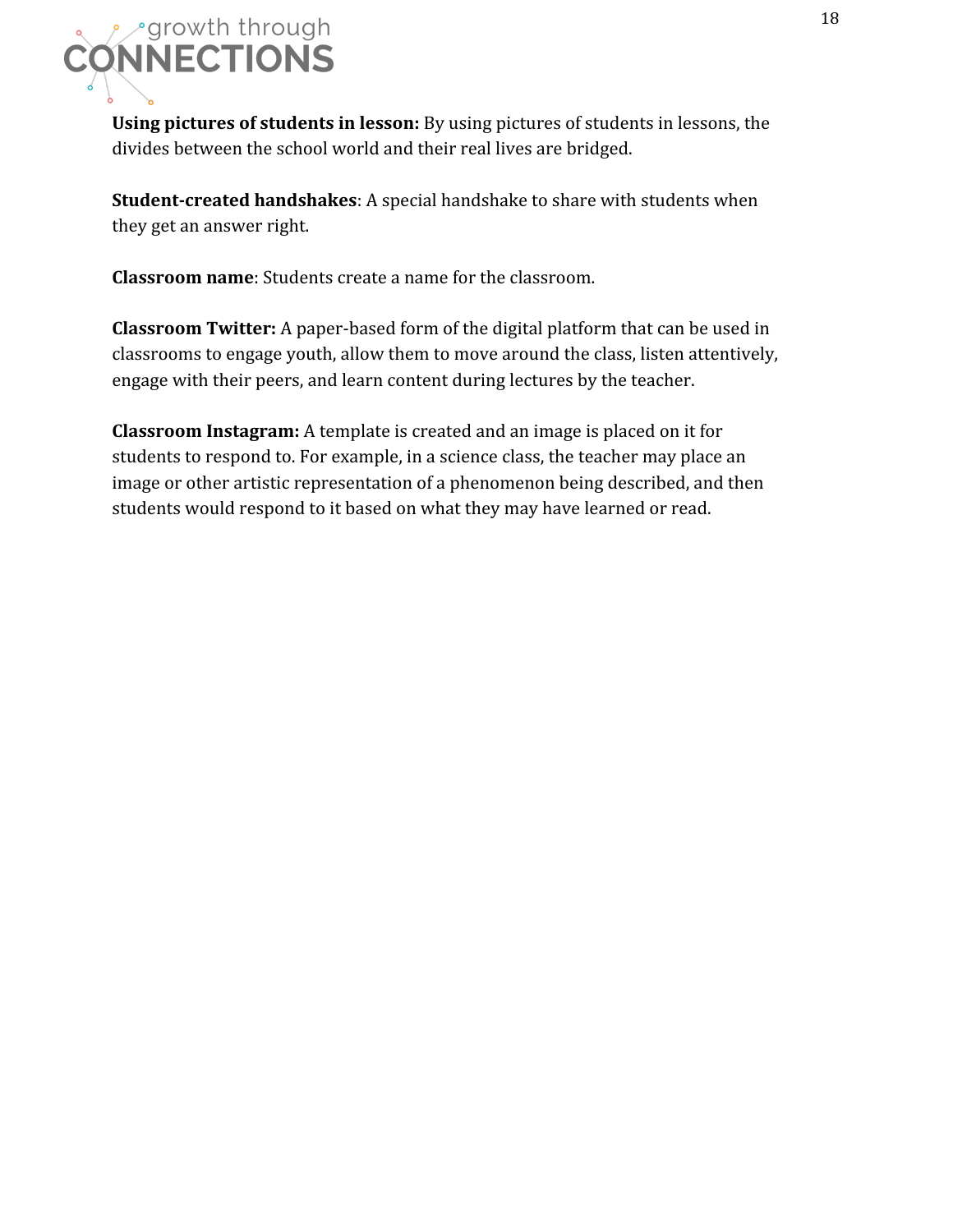**Using pictures of students in lesson:** By using pictures of students in lessons, the divides between the school world and their real lives are bridged.

**Student-created handshakes**: A special handshake to share with students when they get an answer right.

**Classroom name**: Students create a name for the classroom.

**Classroom Twitter:** A paper-based form of the digital platform that can be used in classrooms to engage youth, allow them to move around the class, listen attentively, engage with their peers, and learn content during lectures by the teacher.

**Classroom Instagram:** A template is created and an image is placed on it for students to respond to. For example, in a science class, the teacher may place an image or other artistic representation of a phenomenon being described, and then students would respond to it based on what they may have learned or read.